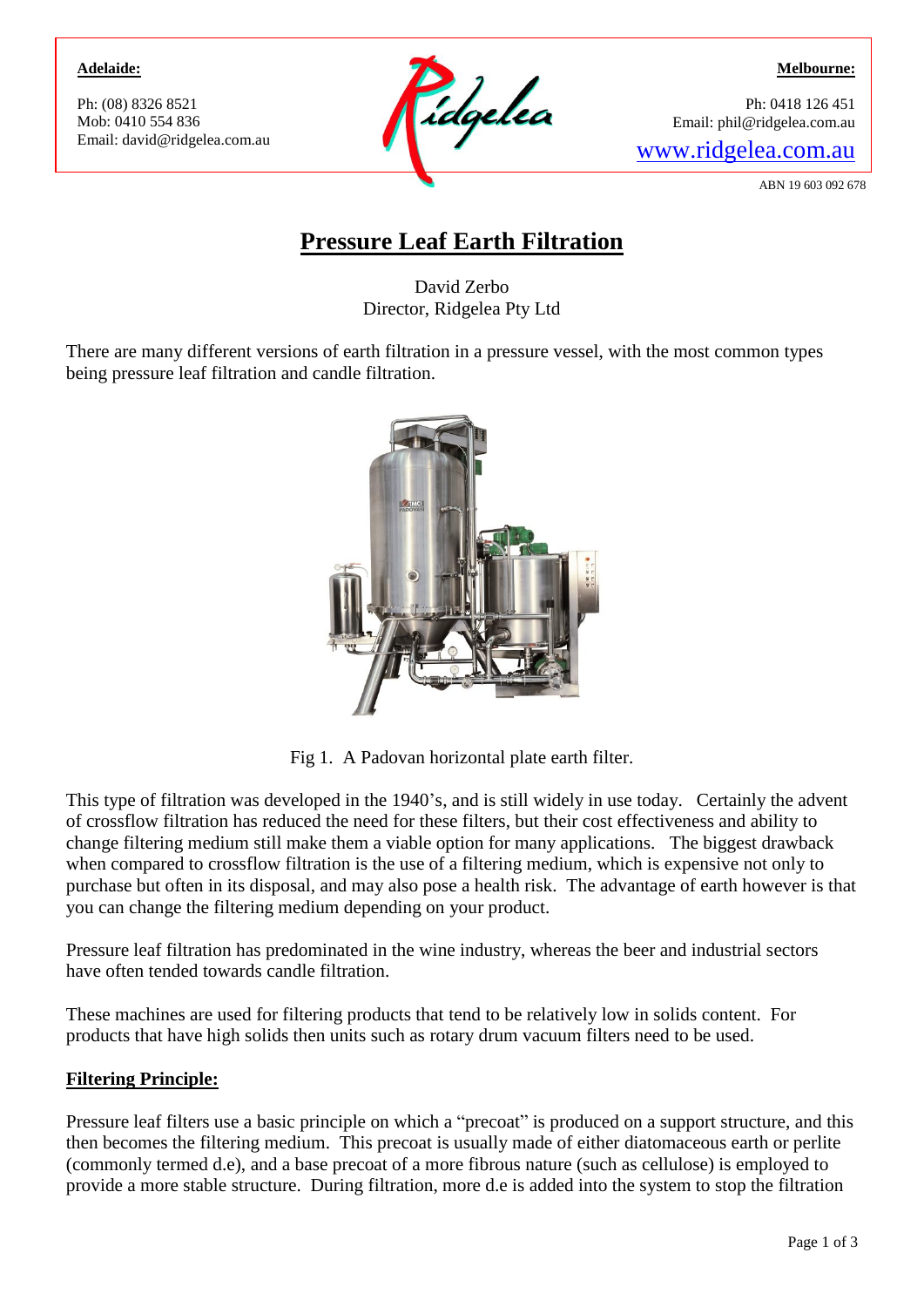**Adelaide:**

Ph: (08) 8326 8521
Mob: 0410 554 836
Email: david@ridgelea.com.au

**Melbourne:**

Ph: 0418 126 451
Email: phil@ridgelea.com.au
www.ridgelea.com.au

ABN 19 603 092 678

# Pressure Leaf Earth Filtration

David Zerbo
Director, Ridgelea Pty Ltd

There are many different versions of earth filtration in a pressure vessel, with the most common types being pressure leaf filtration and candle filtration.

Fig 1. A Padovan horizontal plate earth filter.

This type of filtration was developed in the 1940's, and is still widely in use today. Certainly the advent of crossflow filtration has reduced the need for these filters, but their cost effectiveness and ability to change filtering medium still make them a viable option for many applications. The biggest drawback when compared to crossflow filtration is the use of a filtering medium, which is expensive not only to purchase but often in its disposal, and may also pose a health risk. The advantage of earth however is that you can change the filtering medium depending on your product.

Pressure leaf filtration has predominated in the wine industry, whereas the beer and industrial sectors have often tended towards candle filtration.

These machines are used for filtering products that tend to be relatively low in solids content. For products that have high solids then units such as rotary drum vacuum filters need to be used.

## Filtering Principle:

Pressure leaf filters use a basic principle on which a "precoat" is produced on a support structure, and this then becomes the filtering medium. This precoat is usually made of either diatomaceous earth or perlite (commonly termed d.e), and a base precoat of a more fibrous nature (such as cellulose) is employed to provide a more stable structure. During filtration, more d.e is added into the system to stop the filtration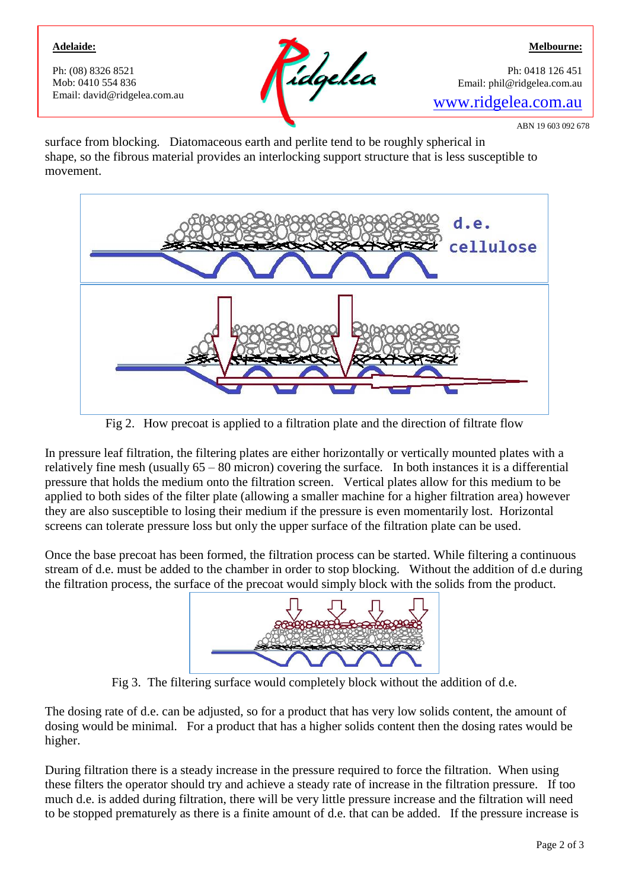surface from blocking. Diatomaceous earth and perlite tend to be roughly spherical in shape, so the fibrous material provides an interlocking support structure that is less susceptible to movement.

Fig 2. How precoat is applied to a filtration plate and the direction of filtrate flow

In pressure leaf filtration, the filtering plates are either horizontally or vertically mounted plates with a relatively fine mesh (usually 65 – 80 micron) covering the surface. In both instances it is a differential pressure that holds the medium onto the filtration screen. Vertical plates allow for this medium to be applied to both sides of the filter plate (allowing a smaller machine for a higher filtration area) however they are also susceptible to losing their medium if the pressure is even momentarily lost. Horizontal screens can tolerate pressure loss but only the upper surface of the filtration plate can be used.

Once the base precoat has been formed, the filtration process can be started. While filtering a continuous stream of d.e. must be added to the chamber in order to stop blocking. Without the addition of d.e during the filtration process, the surface of the precoat would simply block with the solids from the product.

Fig 3. The filtering surface would completely block without the addition of d.e.

The dosing rate of d.e. can be adjusted, so for a product that has very low solids content, the amount of dosing would be minimal. For a product that has a higher solids content then the dosing rates would be higher.

During filtration there is a steady increase in the pressure required to force the filtration. When using these filters the operator should try and achieve a steady rate of increase in the filtration pressure. If too much d.e. is added during filtration, there will be very little pressure increase and the filtration will need to be stopped prematurely as there is a finite amount of d.e. that can be added. If the pressure increase is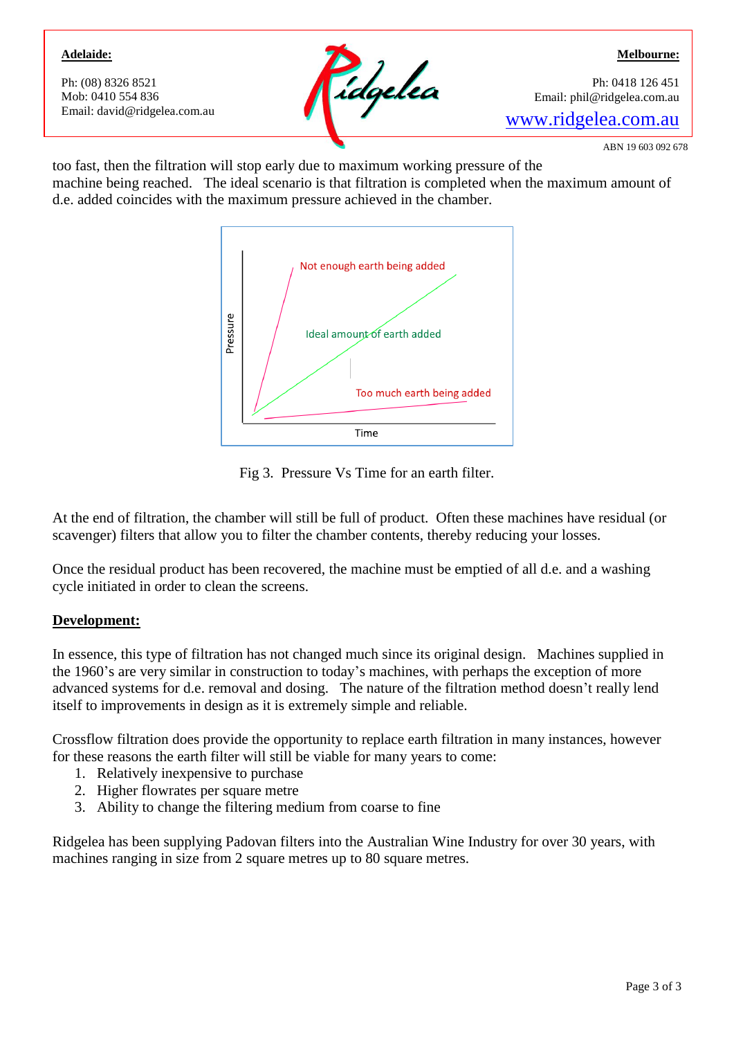too fast, then the filtration will stop early due to maximum working pressure of the machine being reached. The ideal scenario is that filtration is completed when the maximum amount of d.e. added coincides with the maximum pressure achieved in the chamber.

Not enough earth being added

Ideal amount of earth added

Too much earth being added

Pressure

Time

Fig 3. Pressure Vs Time for an earth filter.

At the end of filtration, the chamber will still be full of product. Often these machines have residual (or scavenger) filters that allow you to filter the chamber contents, thereby reducing your losses.

Once the residual product has been recovered, the machine must be emptied of all d.e. and a washing cycle initiated in order to clean the screens.

**Development:**

In essence, this type of filtration has not changed much since its original design. Machines supplied in the 1960's are very similar in construction to today's machines, with perhaps the exception of more advanced systems for d.e. removal and dosing. The nature of the filtration method doesn't really lend itself to improvements in design as it is extremely simple and reliable.

Crossflow filtration does provide the opportunity to replace earth filtration in many instances, however for these reasons the earth filter will still be viable for many years to come:

1. Relatively inexpensive to purchase
2. Higher flowrates per square metre
3. Ability to change the filtering medium from coarse to fine

Ridgelea has been supplying Padovan filters into the Australian Wine Industry for over 30 years, with machines ranging in size from 2 square metres up to 80 square metres.